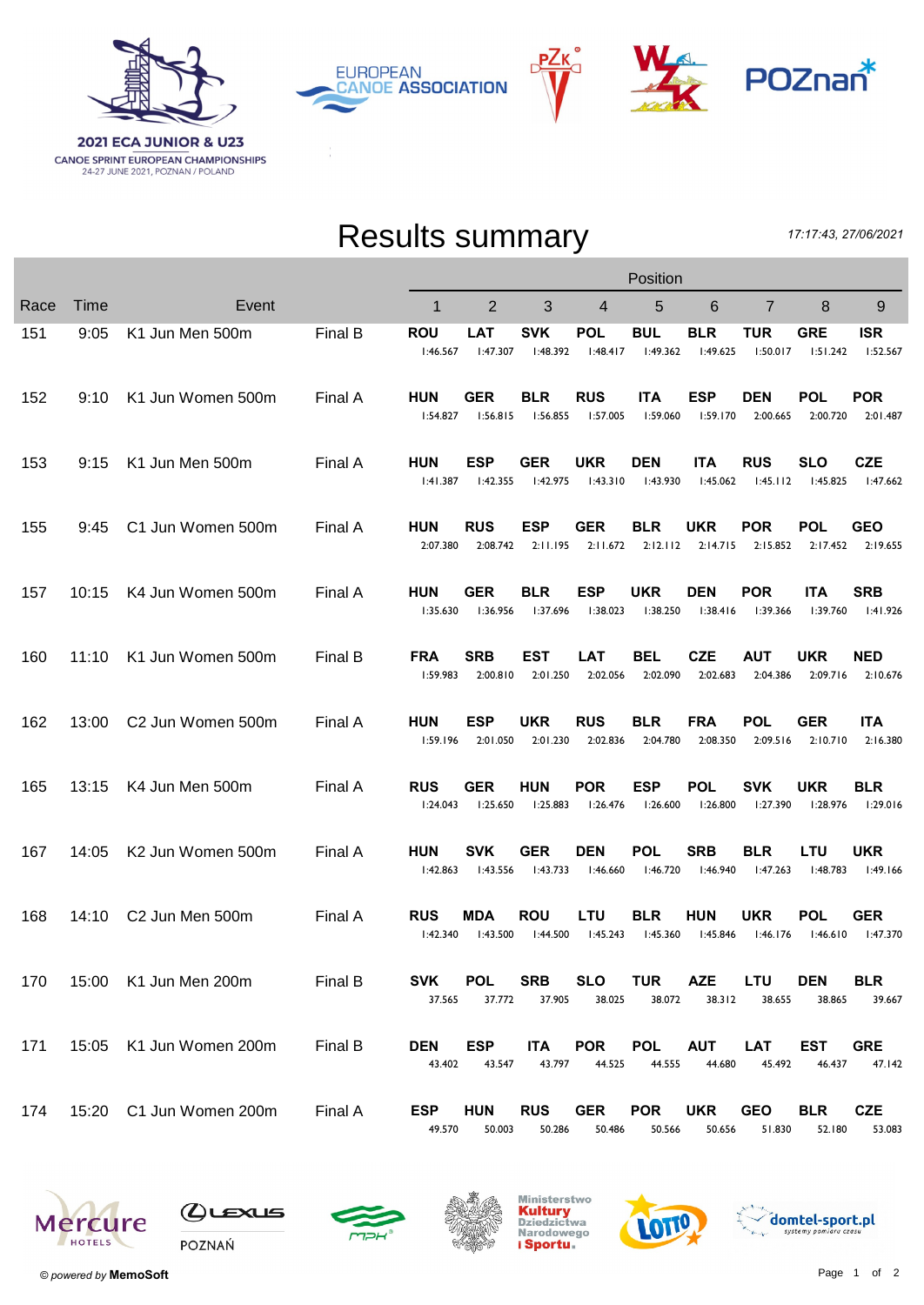2021 ECA JUNIOR & U23
CANOE SPRINT EUROPEAN CHAMPIONSHIPS
24-27 JUNE 2021, POZNAN / POLAND

# Results summary

*17:17:43, 27/06/2021*

| Race | Time | Event | | Position 1 | 2 | 3 | 4 | 5 | 6 | 7 | 8 | 9 |
|---|---|---|---|---|---|---|---|---|---|---|---|---|
| 151 | 9:05 | K1 Jun Men 500m | Final B | **ROU** 1:46.567 | **LAT** 1:47.307 | **SVK** 1:48.392 | **POL** 1:48.417 | **BUL** 1:49.362 | **BLR** 1:49.625 | **TUR** 1:50.017 | **GRE** 1:51.242 | **ISR** 1:52.567 |
| 152 | 9:10 | K1 Jun Women 500m | Final A | **HUN** 1:54.827 | **GER** 1:56.815 | **BLR** 1:56.855 | **RUS** 1:57.005 | **ITA** 1:59.060 | **ESP** 1:59.170 | **DEN** 2:00.665 | **POL** 2:00.720 | **POR** 2:01.487 |
| 153 | 9:15 | K1 Jun Men 500m | Final A | **HUN** 1:41.387 | **ESP** 1:42.355 | **GER** 1:42.975 | **UKR** 1:43.310 | **DEN** 1:43.930 | **ITA** 1:45.062 | **RUS** 1:45.112 | **SLO** 1:45.825 | **CZE** 1:47.662 |
| 155 | 9:45 | C1 Jun Women 500m | Final A | **HUN** 2:07.380 | **RUS** 2:08.742 | **ESP** 2:11.195 | **GER** 2:11.672 | **BLR** 2:12.112 | **UKR** 2:14.715 | **POR** 2:15.852 | **POL** 2:17.452 | **GEO** 2:19.655 |
| 157 | 10:15 | K4 Jun Women 500m | Final A | **HUN** 1:35.630 | **GER** 1:36.956 | **BLR** 1:37.696 | **ESP** 1:38.023 | **UKR** 1:38.250 | **DEN** 1:38.416 | **POR** 1:39.366 | **ITA** 1:39.760 | **SRB** 1:41.926 |
| 160 | 11:10 | K1 Jun Women 500m | Final B | **FRA** 1:59.983 | **SRB** 2:00.810 | **EST** 2:01.250 | **LAT** 2:02.056 | **BEL** 2:02.090 | **CZE** 2:02.683 | **AUT** 2:04.386 | **UKR** 2:09.716 | **NED** 2:10.676 |
| 162 | 13:00 | C2 Jun Women 500m | Final A | **HUN** 1:59.196 | **ESP** 2:01.050 | **UKR** 2:01.230 | **RUS** 2:02.836 | **BLR** 2:04.780 | **FRA** 2:08.350 | **POL** 2:09.516 | **GER** 2:10.710 | **ITA** 2:16.380 |
| 165 | 13:15 | K4 Jun Men 500m | Final A | **RUS** 1:24.043 | **GER** 1:25.650 | **HUN** 1:25.883 | **POR** 1:26.476 | **ESP** 1:26.600 | **POL** 1:26.800 | **SVK** 1:27.390 | **UKR** 1:28.976 | **BLR** 1:29.016 |
| 167 | 14:05 | K2 Jun Women 500m | Final A | **HUN** 1:42.863 | **SVK** 1:43.556 | **GER** 1:43.733 | **DEN** 1:46.660 | **POL** 1:46.720 | **SRB** 1:46.940 | **BLR** 1:47.263 | **LTU** 1:48.783 | **UKR** 1:49.166 |
| 168 | 14:10 | C2 Jun Men 500m | Final A | **RUS** 1:42.340 | **MDA** 1:43.500 | **ROU** 1:44.500 | **LTU** 1:45.243 | **BLR** 1:45.360 | **HUN** 1:45.846 | **UKR** 1:46.176 | **POL** 1:46.610 | **GER** 1:47.370 |
| 170 | 15:00 | K1 Jun Men 200m | Final B | **SVK** 37.565 | **POL** 37.772 | **SRB** 37.905 | **SLO** 38.025 | **TUR** 38.072 | **AZE** 38.312 | **LTU** 38.655 | **DEN** 38.865 | **BLR** 39.667 |
| 171 | 15:05 | K1 Jun Women 200m | Final B | **DEN** 43.402 | **ESP** 43.547 | **ITA** 43.797 | **POR** 44.525 | **POL** 44.555 | **AUT** 44.680 | **LAT** 45.492 | **EST** 46.437 | **GRE** 47.142 |
| 174 | 15:20 | C1 Jun Women 200m | Final A | **ESP** 49.570 | **HUN** 50.003 | **RUS** 50.286 | **GER** 50.486 | **POR** 50.566 | **UKR** 50.656 | **GEO** 51.830 | **BLR** 52.180 | **CZE** 53.083 |

© *powered by* **MemoSoft**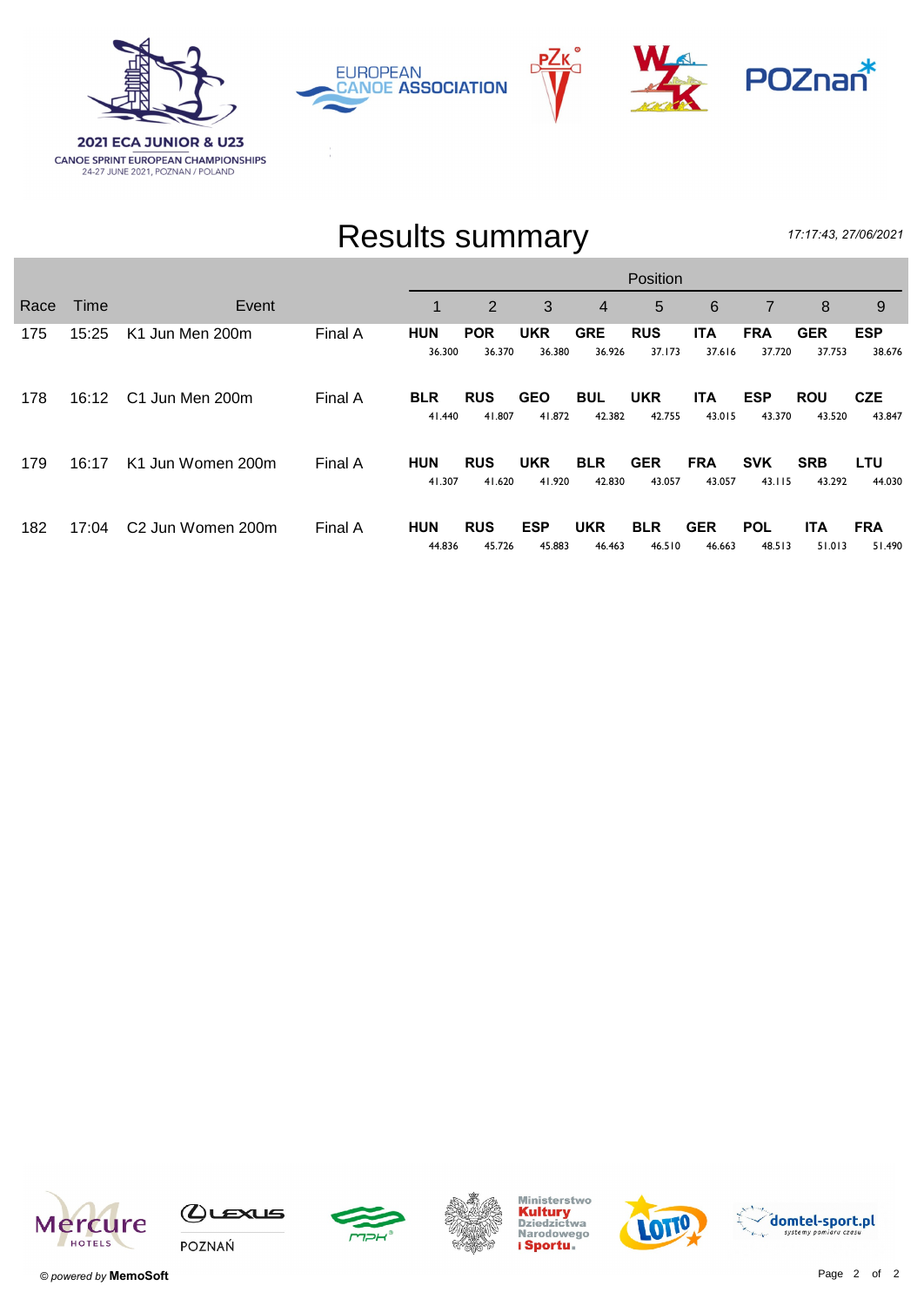2021 ECA JUNIOR & U23
CANOE SPRINT EUROPEAN CHAMPIONSHIPS
24-27 JUNE 2021, POZNAN / POLAND

# Results summary

*17:17:43, 27/06/2021*

| | | | | Position | | | | | | | | |
|---|---|---|---|---|---|---|---|---|---|---|---|---|
| Race | Time | Event | | 1 | 2 | 3 | 4 | 5 | 6 | 7 | 8 | 9 |
| 175 | 15:25 | K1 Jun Men 200m | Final A | **HUN** 36.300 | **POR** 36.370 | **UKR** 36.380 | **GRE** 36.926 | **RUS** 37.173 | **ITA** 37.616 | **FRA** 37.720 | **GER** 37.753 | **ESP** 38.676 |
| 178 | 16:12 | C1 Jun Men 200m | Final A | **BLR** 41.440 | **RUS** 41.807 | **GEO** 41.872 | **BUL** 42.382 | **UKR** 42.755 | **ITA** 43.015 | **ESP** 43.370 | **ROU** 43.520 | **CZE** 43.847 |
| 179 | 16:17 | K1 Jun Women 200m | Final A | **HUN** 41.307 | **RUS** 41.620 | **UKR** 41.920 | **BLR** 42.830 | **GER** 43.057 | **FRA** 43.057 | **SVK** 43.115 | **SRB** 43.292 | **LTU** 44.030 |
| 182 | 17:04 | C2 Jun Women 200m | Final A | **HUN** 44.836 | **RUS** 45.726 | **ESP** 45.883 | **UKR** 46.463 | **BLR** 46.510 | **GER** 46.663 | **POL** 48.513 | **ITA** 51.013 | **FRA** 51.490 |

© *powered by* **MemoSoft**